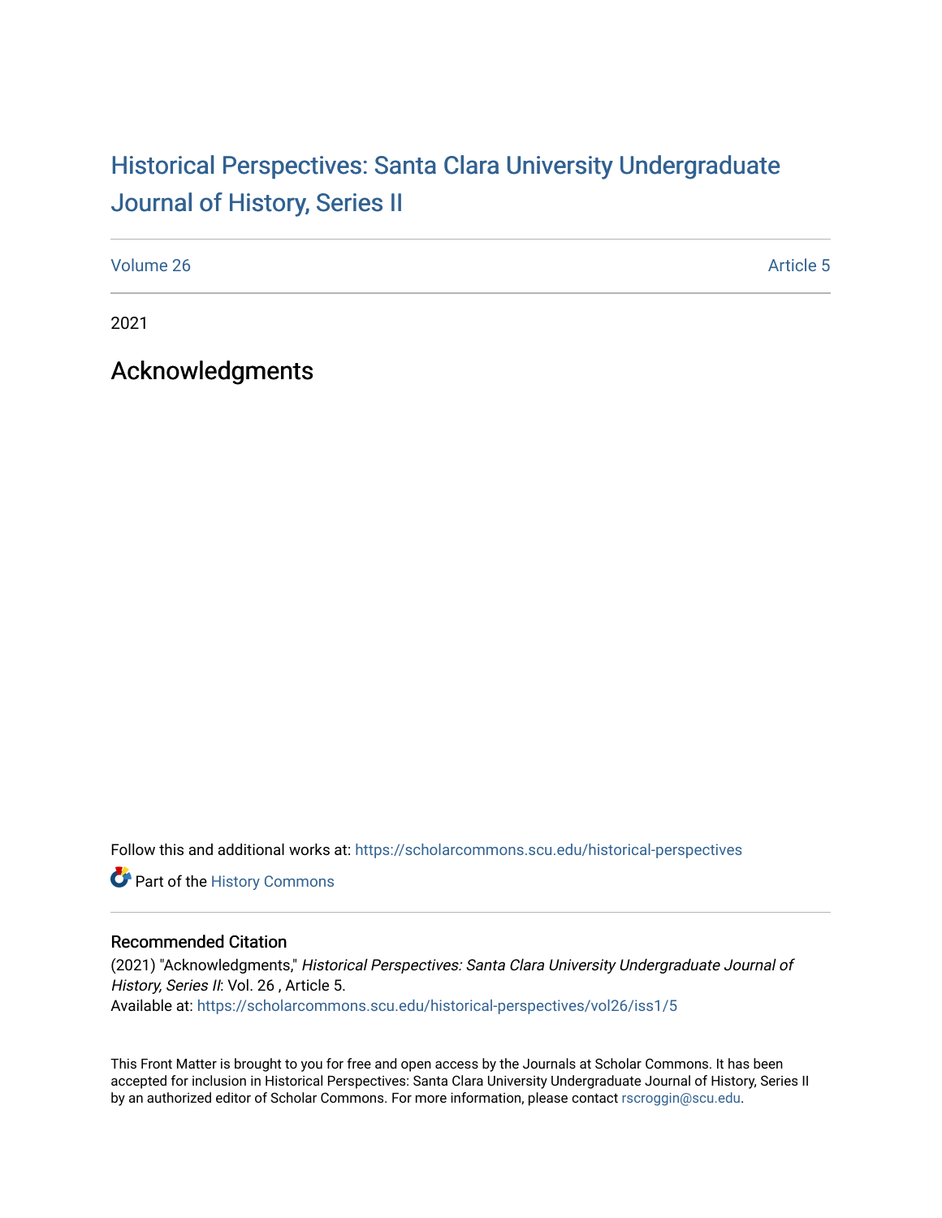# Historical Perspectives: Santa Clara University Undergraduate Journal of History, Series II

Volume 26 Article 5

2021

## Acknowledgments

Follow this and additional works at: https://scholarcommons.scu.edu/historical-perspectives

Part of the History Commons

### Recommended Citation

(2021) "Acknowledgments," *Historical Perspectives: Santa Clara University Undergraduate Journal of History, Series II*: Vol. 26 , Article 5.
Available at: https://scholarcommons.scu.edu/historical-perspectives/vol26/iss1/5

This Front Matter is brought to you for free and open access by the Journals at Scholar Commons. It has been accepted for inclusion in Historical Perspectives: Santa Clara University Undergraduate Journal of History, Series II by an authorized editor of Scholar Commons. For more information, please contact rscroggin@scu.edu.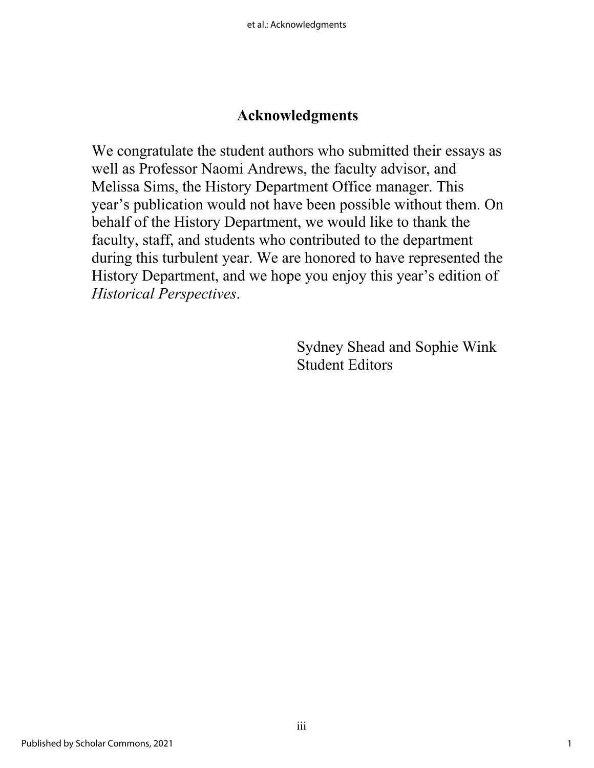# Acknowledgments

We congratulate the student authors who submitted their essays as well as Professor Naomi Andrews, the faculty advisor, and Melissa Sims, the History Department Office manager. This year's publication would not have been possible without them. On behalf of the History Department, we would like to thank the faculty, staff, and students who contributed to the department during this turbulent year. We are honored to have represented the History Department, and we hope you enjoy this year's edition of *Historical Perspectives*.

Sydney Shead and Sophie Wink
Student Editors